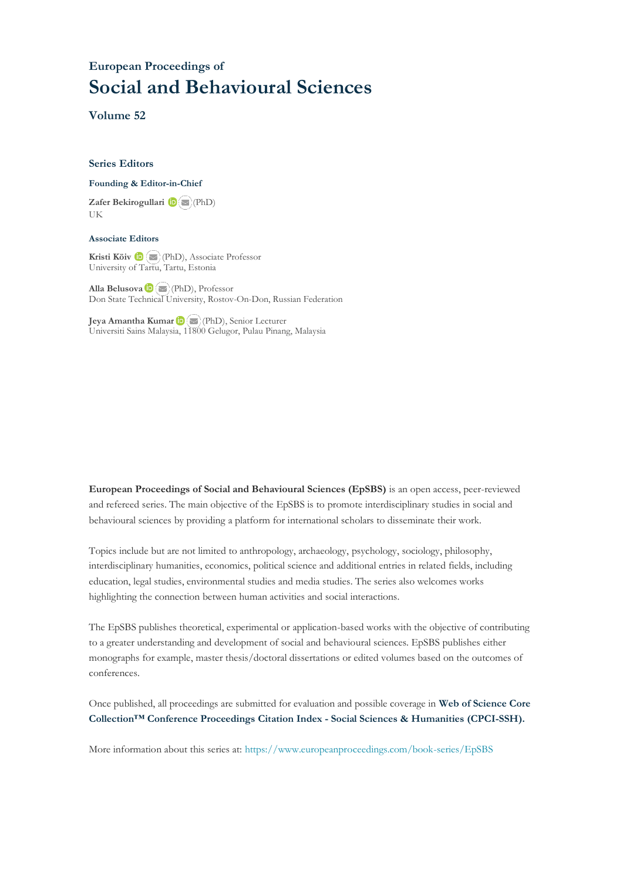## European Proceedings of

# Social and Behavioural Sciences

### Volume 52

### Series Editors

**Founding & Editor-in-Chief**

**Zafer Bekirogullari** (PhD)
UK

**Associate Editors**

**Kristi Köiv** (PhD), Associate Professor
University of Tartu, Tartu, Estonia

**Alla Belusova** (PhD), Professor
Don State Technical University, Rostov-On-Don, Russian Federation

**Jeya Amantha Kumar** (PhD), Senior Lecturer
Universiti Sains Malaysia, 11800 Gelugor, Pulau Pinang, Malaysia

**European Proceedings of Social and Behavioural Sciences (EpSBS)** is an open access, peer-reviewed and refereed series. The main objective of the EpSBS is to promote interdisciplinary studies in social and behavioural sciences by providing a platform for international scholars to disseminate their work.

Topics include but are not limited to anthropology, archaeology, psychology, sociology, philosophy, interdisciplinary humanities, economics, political science and additional entries in related fields, including education, legal studies, environmental studies and media studies. The series also welcomes works highlighting the connection between human activities and social interactions.

The EpSBS publishes theoretical, experimental or application-based works with the objective of contributing to a greater understanding and development of social and behavioural sciences. EpSBS publishes either monographs for example, master thesis/doctoral dissertations or edited volumes based on the outcomes of conferences.

Once published, all proceedings are submitted for evaluation and possible coverage in **Web of Science Core Collection™ Conference Proceedings Citation Index - Social Sciences & Humanities (CPCI-SSH).**

More information about this series at: https://www.europeanproceedings.com/book-series/EpSBS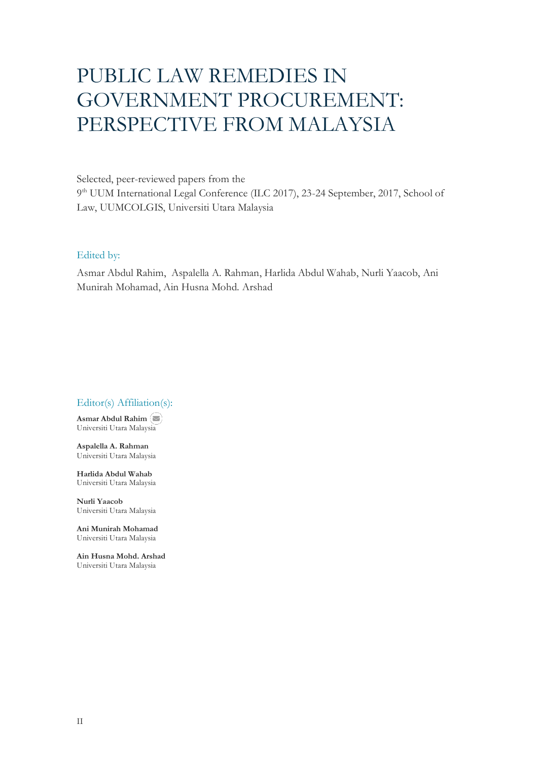# PUBLIC LAW REMEDIES IN GOVERNMENT PROCUREMENT: PERSPECTIVE FROM MALAYSIA

Selected, peer-reviewed papers from the
9th UUM International Legal Conference (ILC 2017), 23-24 September, 2017, School of Law, UUMCOLGIS, Universiti Utara Malaysia

Edited by:

Asmar Abdul Rahim, Aspalella A. Rahman, Harlida Abdul Wahab, Nurli Yaacob, Ani Munirah Mohamad, Ain Husna Mohd. Arshad

Editor(s) Affiliation(s):

**Asmar Abdul Rahim**
Universiti Utara Malaysia

**Aspalella A. Rahman**
Universiti Utara Malaysia

**Harlida Abdul Wahab**
Universiti Utara Malaysia

**Nurli Yaacob**
Universiti Utara Malaysia

**Ani Munirah Mohamad**
Universiti Utara Malaysia

**Ain Husna Mohd. Arshad**
Universiti Utara Malaysia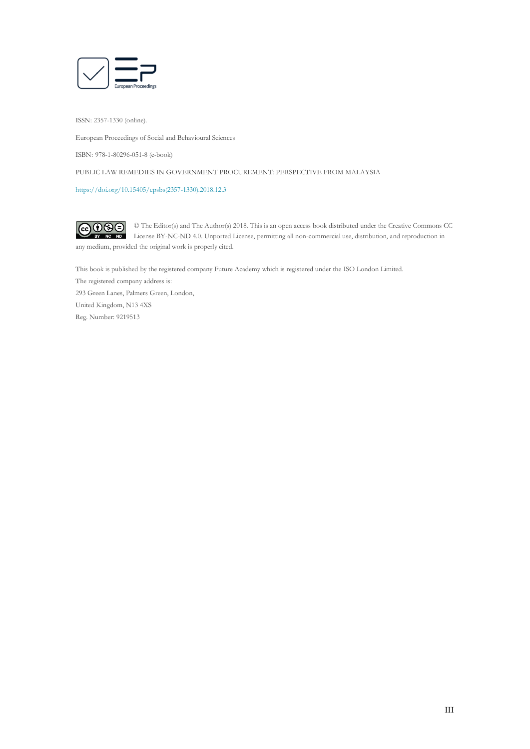European Proceedings

ISSN: 2357-1330 (online).

European Proceedings of Social and Behavioural Sciences

ISBN: 978-1-80296-051-8 (e-book)

PUBLIC LAW REMEDIES IN GOVERNMENT PROCUREMENT: PERSPECTIVE FROM MALAYSIA

https://doi.org/10.15405/epsbs(2357-1330).2018.12.3

© The Editor(s) and The Author(s) 2018. This is an open access book distributed under the Creative Commons CC License BY-NC-ND 4.0. Unported License, permitting all non-commercial use, distribution, and reproduction in any medium, provided the original work is properly cited.

This book is published by the registered company Future Academy which is registered under the ISO London Limited.
The registered company address is:
293 Green Lanes, Palmers Green, London,
United Kingdom, N13 4XS
Reg. Number: 9219513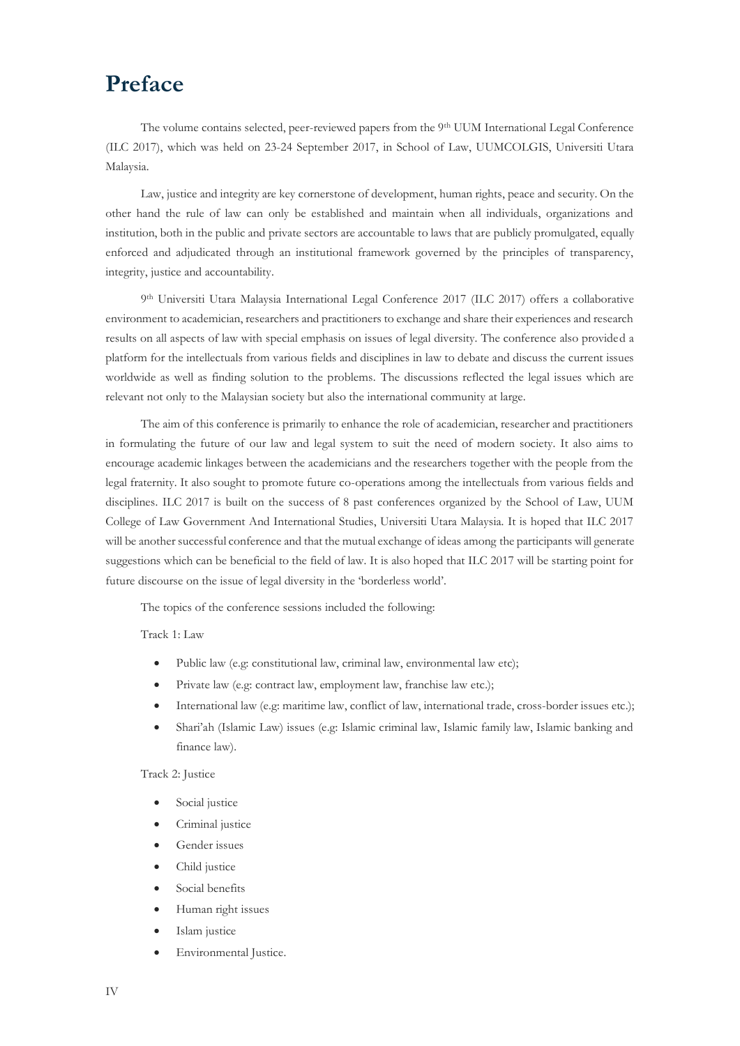# Preface

The volume contains selected, peer-reviewed papers from the 9th UUM International Legal Conference (ILC 2017), which was held on 23-24 September 2017, in School of Law, UUMCOLGIS, Universiti Utara Malaysia.

Law, justice and integrity are key cornerstone of development, human rights, peace and security. On the other hand the rule of law can only be established and maintain when all individuals, organizations and institution, both in the public and private sectors are accountable to laws that are publicly promulgated, equally enforced and adjudicated through an institutional framework governed by the principles of transparency, integrity, justice and accountability.

9th Universiti Utara Malaysia International Legal Conference 2017 (ILC 2017) offers a collaborative environment to academician, researchers and practitioners to exchange and share their experiences and research results on all aspects of law with special emphasis on issues of legal diversity. The conference also provided a platform for the intellectuals from various fields and disciplines in law to debate and discuss the current issues worldwide as well as finding solution to the problems. The discussions reflected the legal issues which are relevant not only to the Malaysian society but also the international community at large.

The aim of this conference is primarily to enhance the role of academician, researcher and practitioners in formulating the future of our law and legal system to suit the need of modern society. It also aims to encourage academic linkages between the academicians and the researchers together with the people from the legal fraternity. It also sought to promote future co-operations among the intellectuals from various fields and disciplines. ILC 2017 is built on the success of 8 past conferences organized by the School of Law, UUM College of Law Government And International Studies, Universiti Utara Malaysia. It is hoped that ILC 2017 will be another successful conference and that the mutual exchange of ideas among the participants will generate suggestions which can be beneficial to the field of law. It is also hoped that ILC 2017 will be starting point for future discourse on the issue of legal diversity in the 'borderless world'.

The topics of the conference sessions included the following:

Track 1: Law

- Public law (e.g: constitutional law, criminal law, environmental law etc);
- Private law (e.g: contract law, employment law, franchise law etc.);
- International law (e.g: maritime law, conflict of law, international trade, cross-border issues etc.);
- Shari'ah (Islamic Law) issues (e.g: Islamic criminal law, Islamic family law, Islamic banking and finance law).

Track 2: Justice

- Social justice
- Criminal justice
- Gender issues
- Child justice
- Social benefits
- Human right issues
- Islam justice
- Environmental Justice.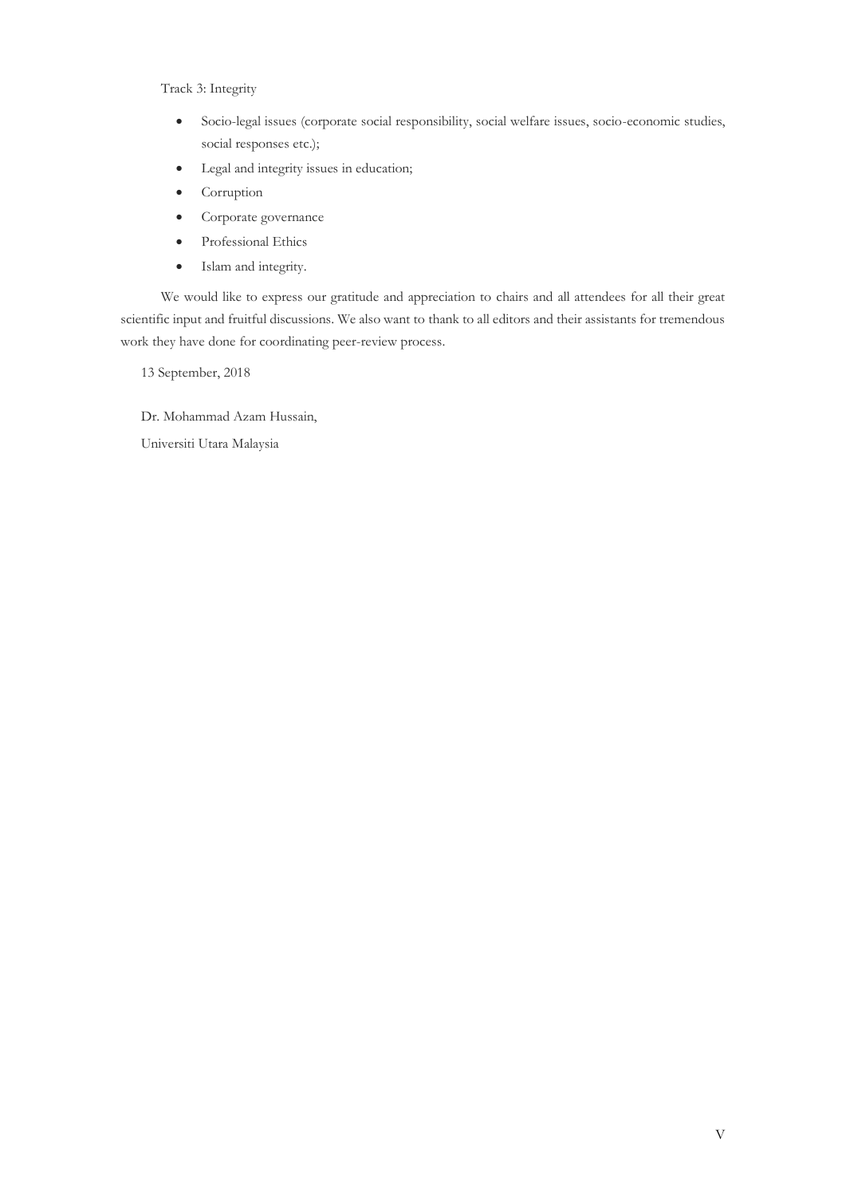Track 3: Integrity

- Socio-legal issues (corporate social responsibility, social welfare issues, socio-economic studies, social responses etc.);
- Legal and integrity issues in education;
- Corruption
- Corporate governance
- Professional Ethics
- Islam and integrity.

We would like to express our gratitude and appreciation to chairs and all attendees for all their great scientific input and fruitful discussions. We also want to thank to all editors and their assistants for tremendous work they have done for coordinating peer-review process.

13 September, 2018

Dr. Mohammad Azam Hussain,

Universiti Utara Malaysia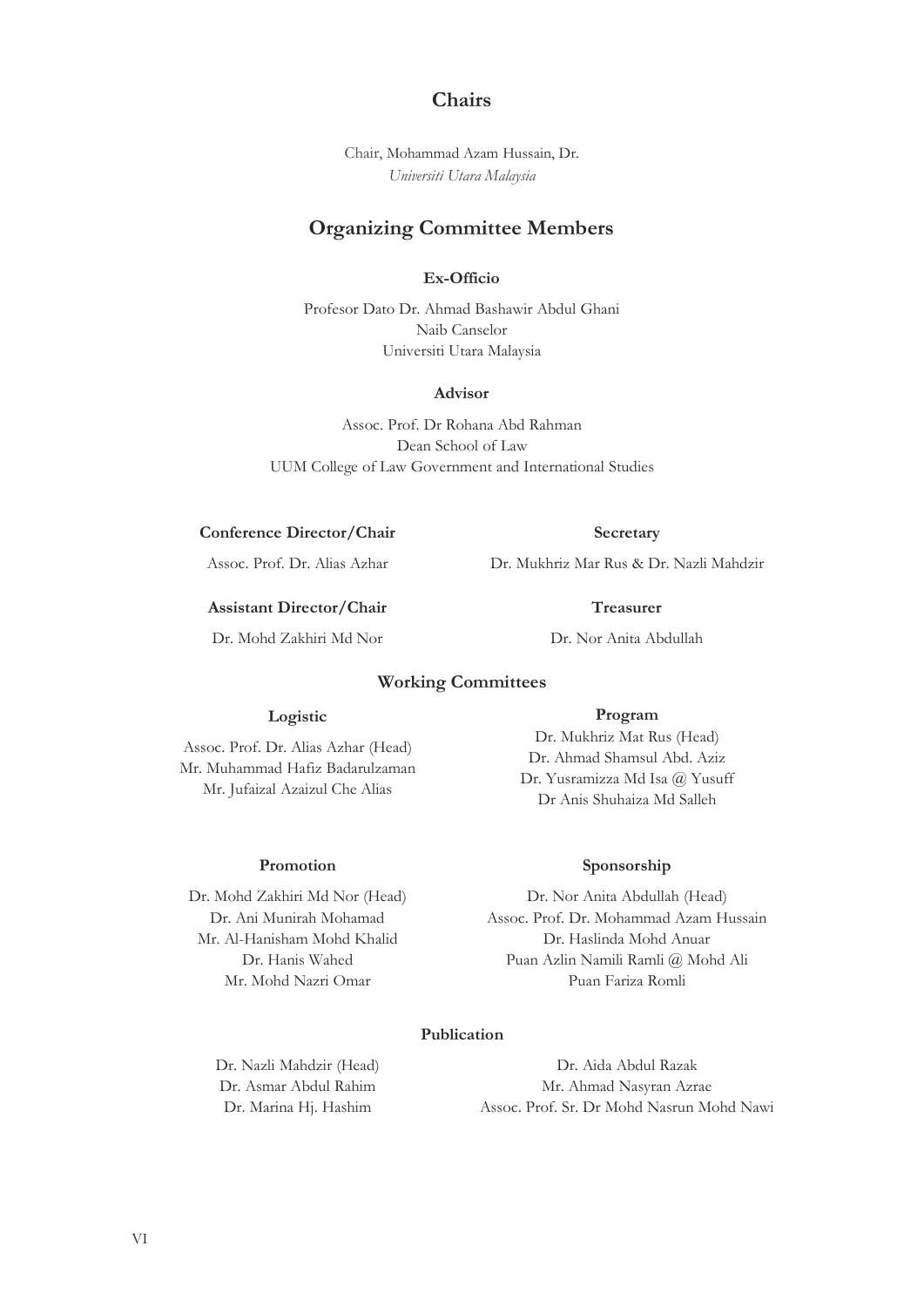## Chairs

Chair, Mohammad Azam Hussain, Dr.
*Universiti Utara Malaysia*

## Organizing Committee Members

### Ex-Officio

Profesor Dato Dr. Ahmad Bashawir Abdul Ghani
Naib Canselor
Universiti Utara Malaysia

### Advisor

Assoc. Prof. Dr Rohana Abd Rahman
Dean School of Law
UUM College of Law Government and International Studies

### Conference Director/Chair

Assoc. Prof. Dr. Alias Azhar

### Assistant Director/Chair

Dr. Mohd Zakhiri Md Nor

### Secretary

Dr. Mukhriz Mar Rus & Dr. Nazli Mahdzir

### Treasurer

Dr. Nor Anita Abdullah

## Working Committees

### Logistic

Assoc. Prof. Dr. Alias Azhar (Head)
Mr. Muhammad Hafiz Badarulzaman
Mr. Jufaizal Azaizul Che Alias

### Program

Dr. Mukhriz Mat Rus (Head)
Dr. Ahmad Shamsul Abd. Aziz
Dr. Yusramizza Md Isa @ Yusuff
Dr Anis Shuhaiza Md Salleh

### Promotion

Dr. Mohd Zakhiri Md Nor (Head)
Dr. Ani Munirah Mohamad
Mr. Al-Hanisham Mohd Khalid
Dr. Hanis Wahed
Mr. Mohd Nazri Omar

### Sponsorship

Dr. Nor Anita Abdullah (Head)
Assoc. Prof. Dr. Mohammad Azam Hussain
Dr. Haslinda Mohd Anuar
Puan Azlin Namili Ramli @ Mohd Ali
Puan Fariza Romli

### Publication

Dr. Nazli Mahdzir (Head)
Dr. Asmar Abdul Rahim
Dr. Marina Hj. Hashim
Dr. Aida Abdul Razak
Mr. Ahmad Nasyran Azrae
Assoc. Prof. Sr. Dr Mohd Nasrun Mohd Nawi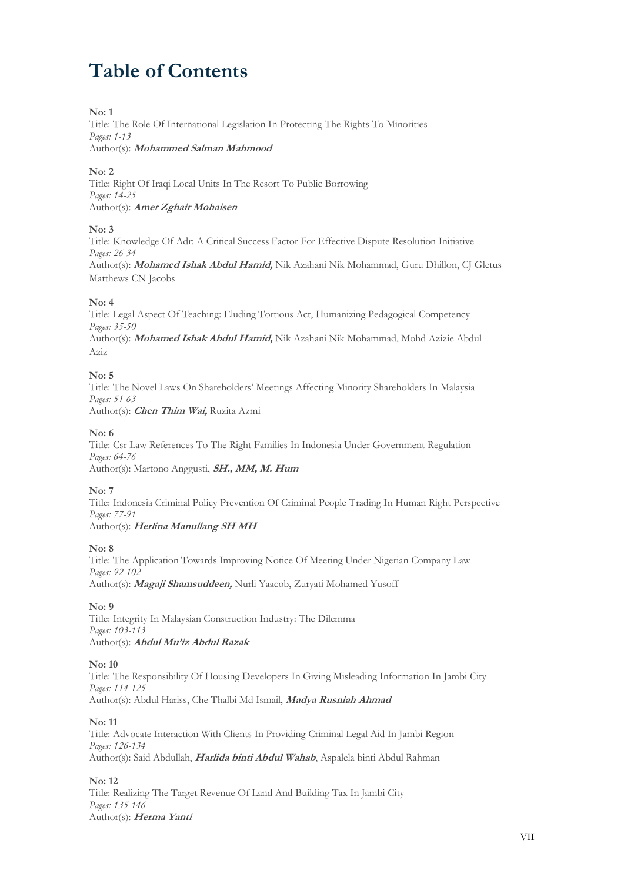# Table of Contents

**No: 1**
Title: The Role Of International Legislation In Protecting The Rights To Minorities
*Pages: 1-13*
Author(s): ***Mohammed Salman Mahmood***

**No: 2**
Title: Right Of Iraqi Local Units In The Resort To Public Borrowing
*Pages: 14-25*
Author(s): ***Amer Zghair Mohaisen***

**No: 3**
Title: Knowledge Of Adr: A Critical Success Factor For Effective Dispute Resolution Initiative
*Pages: 26-34*
Author(s): ***Mohamed Ishak Abdul Hamid,*** Nik Azahani Nik Mohammad, Guru Dhillon, CJ Gletus Matthews CN Jacobs

**No: 4**
Title: Legal Aspect Of Teaching: Eluding Tortious Act, Humanizing Pedagogical Competency
*Pages: 35-50*
Author(s): ***Mohamed Ishak Abdul Hamid,*** Nik Azahani Nik Mohammad, Mohd Azizie Abdul Aziz

**No: 5**
Title: The Novel Laws On Shareholders' Meetings Affecting Minority Shareholders In Malaysia
*Pages: 51-63*
Author(s): ***Chen Thim Wai,*** Ruzita Azmi

**No: 6**
Title: Csr Law References To The Right Families In Indonesia Under Government Regulation
*Pages: 64-76*
Author(s): Martono Anggusti, ***SH., MM, M. Hum***

**No: 7**
Title: Indonesia Criminal Policy Prevention Of Criminal People Trading In Human Right Perspective
*Pages: 77-91*
Author(s): ***Herlina Manullang SH MH***

**No: 8**
Title: The Application Towards Improving Notice Of Meeting Under Nigerian Company Law
*Pages: 92-102*
Author(s): ***Magaji Shamsuddeen,*** Nurli Yaacob, Zuryati Mohamed Yusoff

**No: 9**
Title: Integrity In Malaysian Construction Industry: The Dilemma
*Pages: 103-113*
Author(s): ***Abdul Mu'iz Abdul Razak***

**No: 10**
Title: The Responsibility Of Housing Developers In Giving Misleading Information In Jambi City
*Pages: 114-125*
Author(s): Abdul Hariss, Che Thalbi Md Ismail, ***Madya Rusniah Ahmad***

**No: 11**
Title: Advocate Interaction With Clients In Providing Criminal Legal Aid In Jambi Region
*Pages: 126-134*
Author(s): Said Abdullah, ***Harlida binti Abdul Wahab***, Aspalela binti Abdul Rahman

**No: 12**
Title: Realizing The Target Revenue Of Land And Building Tax In Jambi City
*Pages: 135-146*
Author(s): ***Herma Yanti***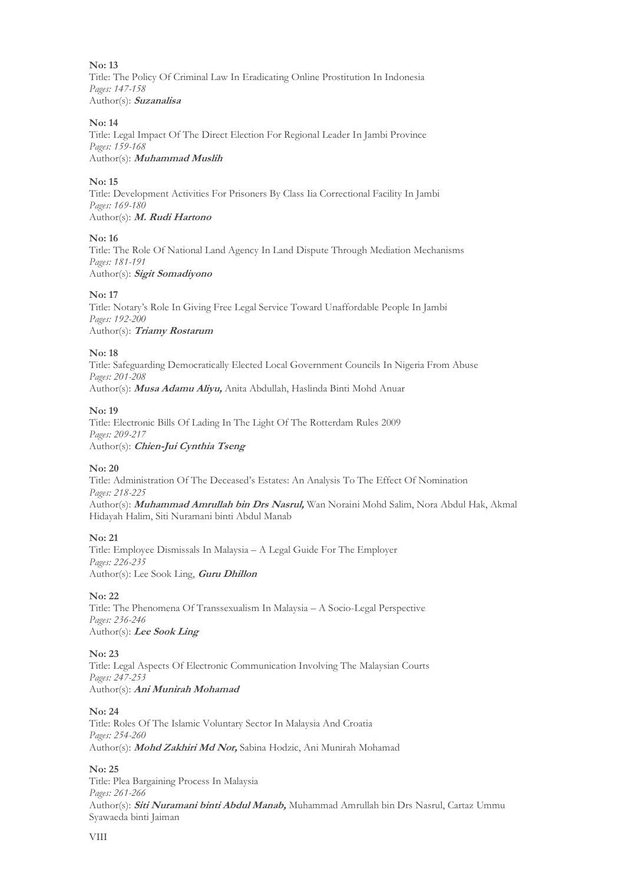**No: 13**
Title: The Policy Of Criminal Law In Eradicating Online Prostitution In Indonesia
*Pages: 147-158*
Author(s): ***Suzanalisa***

**No: 14**
Title: Legal Impact Of The Direct Election For Regional Leader In Jambi Province
*Pages: 159-168*
Author(s): ***Muhammad Muslih***

**No: 15**
Title: Development Activities For Prisoners By Class Iia Correctional Facility In Jambi
*Pages: 169-180*
Author(s): ***M. Rudi Hartono***

**No: 16**
Title: The Role Of National Land Agency In Land Dispute Through Mediation Mechanisms
*Pages: 181-191*
Author(s): ***Sigit Somadiyono***

**No: 17**
Title: Notary's Role In Giving Free Legal Service Toward Unaffordable People In Jambi
*Pages: 192-200*
Author(s): ***Triamy Rostarum***

**No: 18**
Title: Safeguarding Democratically Elected Local Government Councils In Nigeria From Abuse
*Pages: 201-208*
Author(s): ***Musa Adamu Aliyu,*** Anita Abdullah, Haslinda Binti Mohd Anuar

**No: 19**
Title: Electronic Bills Of Lading In The Light Of The Rotterdam Rules 2009
*Pages: 209-217*
Author(s): ***Chien-Jui Cynthia Tseng***

**No: 20**
Title: Administration Of The Deceased's Estates: An Analysis To The Effect Of Nomination
*Pages: 218-225*
Author(s): ***Muhammad Amrullah bin Drs Nasrul,*** Wan Noraini Mohd Salim, Nora Abdul Hak, Akmal Hidayah Halim, Siti Nuramani binti Abdul Manab

**No: 21**
Title: Employee Dismissals In Malaysia – A Legal Guide For The Employer
*Pages: 226-235*
Author(s): Lee Sook Ling, ***Guru Dhillon***

**No: 22**
Title: The Phenomena Of Transsexualism In Malaysia – A Socio-Legal Perspective
*Pages: 236-246*
Author(s): ***Lee Sook Ling***

**No: 23**
Title: Legal Aspects Of Electronic Communication Involving The Malaysian Courts
*Pages: 247-253*
Author(s): ***Ani Munirah Mohamad***

**No: 24**
Title: Roles Of The Islamic Voluntary Sector In Malaysia And Croatia
*Pages: 254-260*
Author(s): ***Mohd Zakhiri Md Nor,*** Sabina Hodzic, Ani Munirah Mohamad

**No: 25**
Title: Plea Bargaining Process In Malaysia
*Pages: 261-266*
Author(s): ***Siti Nuramani binti Abdul Manab,*** Muhammad Amrullah bin Drs Nasrul, Cartaz Ummu Syawaeda binti Jaiman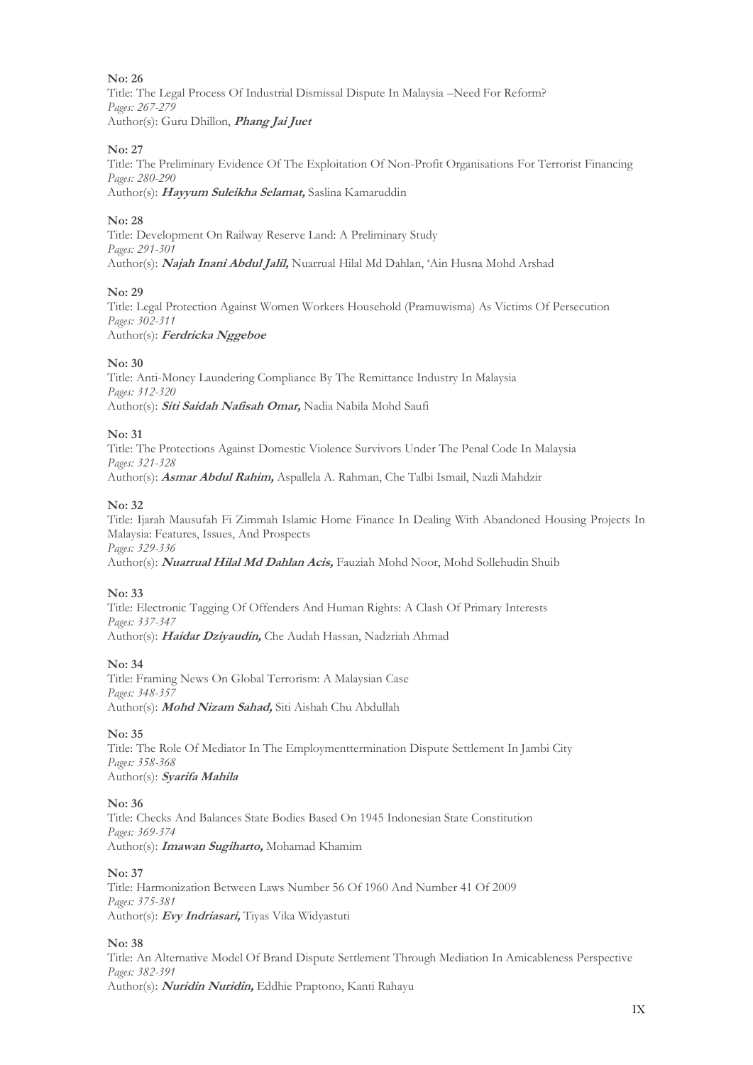**No: 26**
Title: The Legal Process Of Industrial Dismissal Dispute In Malaysia –Need For Reform?
*Pages: 267-279*
Author(s): Guru Dhillon, ***Phang Jai Juet***

**No: 27**
Title: The Preliminary Evidence Of The Exploitation Of Non-Profit Organisations For Terrorist Financing
*Pages: 280-290*
Author(s): ***Hayyum Suleikha Selamat,*** Saslina Kamaruddin

**No: 28**
Title: Development On Railway Reserve Land: A Preliminary Study
*Pages: 291-301*
Author(s): ***Najah Inani Abdul Jalil,*** Nuarrual Hilal Md Dahlan, 'Ain Husna Mohd Arshad

**No: 29**
Title: Legal Protection Against Women Workers Household (Pramuwisma) As Victims Of Persecution
*Pages: 302-311*
Author(s): ***Ferdricka Nggeboe***

**No: 30**
Title: Anti-Money Laundering Compliance By The Remittance Industry In Malaysia
*Pages: 312-320*
Author(s): ***Siti Saidah Nafisah Omar,*** Nadia Nabila Mohd Saufi

**No: 31**
Title: The Protections Against Domestic Violence Survivors Under The Penal Code In Malaysia
*Pages: 321-328*
Author(s): ***Asmar Abdul Rahim,*** Aspallela A. Rahman, Che Talbi Ismail, Nazli Mahdzir

**No: 32**
Title: Ijarah Mausufah Fi Zimmah Islamic Home Finance In Dealing With Abandoned Housing Projects In Malaysia: Features, Issues, And Prospects
*Pages: 329-336*
Author(s): ***Nuarrual Hilal Md Dahlan Acis,*** Fauziah Mohd Noor, Mohd Sollehudin Shuib

**No: 33**
Title: Electronic Tagging Of Offenders And Human Rights: A Clash Of Primary Interests
*Pages: 337-347*
Author(s): ***Haidar Dziyaudin,*** Che Audah Hassan, Nadzriah Ahmad

**No: 34**
Title: Framing News On Global Terrorism: A Malaysian Case
*Pages: 348-357*
Author(s): ***Mohd Nizam Sahad,*** Siti Aishah Chu Abdullah

**No: 35**
Title: The Role Of Mediator In The Employmenttermination Dispute Settlement In Jambi City
*Pages: 358-368*
Author(s): ***Syarifa Mahila***

**No: 36**
Title: Checks And Balances State Bodies Based On 1945 Indonesian State Constitution
*Pages: 369-374*
Author(s): ***Imawan Sugiharto,*** Mohamad Khamim

**No: 37**
Title: Harmonization Between Laws Number 56 Of 1960 And Number 41 Of 2009
*Pages: 375-381*
Author(s): ***Evy Indriasari,*** Tiyas Vika Widyastuti

**No: 38**
Title: An Alternative Model Of Brand Dispute Settlement Through Mediation In Amicableness Perspective
*Pages: 382-391*
Author(s): ***Nuridin Nuridin,*** Eddhie Praptono, Kanti Rahayu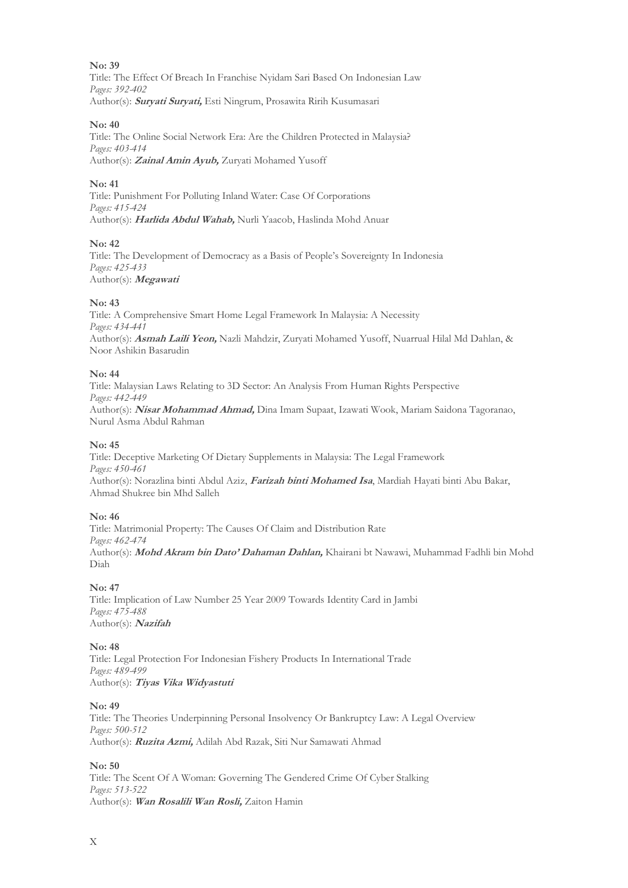**No: 39**
Title: The Effect Of Breach In Franchise Nyidam Sari Based On Indonesian Law
*Pages: 392-402*
Author(s): ***Suryati Suryati,*** Esti Ningrum, Prosawita Ririh Kusumasari

**No: 40**
Title: The Online Social Network Era: Are the Children Protected in Malaysia?
*Pages: 403-414*
Author(s): ***Zainal Amin Ayub,*** Zuryati Mohamed Yusoff

**No: 41**
Title: Punishment For Polluting Inland Water: Case Of Corporations
*Pages: 415-424*
Author(s): ***Harlida Abdul Wahab,*** Nurli Yaacob, Haslinda Mohd Anuar

**No: 42**
Title: The Development of Democracy as a Basis of People's Sovereignty In Indonesia
*Pages: 425-433*
Author(s): ***Megawati***

**No: 43**
Title: A Comprehensive Smart Home Legal Framework In Malaysia: A Necessity
*Pages: 434-441*
Author(s): ***Asmah Laili Yeon,*** Nazli Mahdzir, Zuryati Mohamed Yusoff, Nuarrual Hilal Md Dahlan, & Noor Ashikin Basarudin

**No: 44**
Title: Malaysian Laws Relating to 3D Sector: An Analysis From Human Rights Perspective
*Pages: 442-449*
Author(s): ***Nisar Mohammad Ahmad,*** Dina Imam Supaat, Izawati Wook, Mariam Saidona Tagoranao, Nurul Asma Abdul Rahman

**No: 45**
Title: Deceptive Marketing Of Dietary Supplements in Malaysia: The Legal Framework
*Pages: 450-461*
Author(s): Norazlina binti Abdul Aziz, ***Farizah binti Mohamed Isa***, Mardiah Hayati binti Abu Bakar, Ahmad Shukree bin Mhd Salleh

**No: 46**
Title: Matrimonial Property: The Causes Of Claim and Distribution Rate
*Pages: 462-474*
Author(s): ***Mohd Akram bin Dato' Dahaman Dahlan,*** Khairani bt Nawawi, Muhammad Fadhli bin Mohd Diah

**No: 47**
Title: Implication of Law Number 25 Year 2009 Towards Identity Card in Jambi
*Pages: 475-488*
Author(s): ***Nazifah***

**No: 48**
Title: Legal Protection For Indonesian Fishery Products In International Trade
*Pages: 489-499*
Author(s): ***Tiyas Vika Widyastuti***

**No: 49**
Title: The Theories Underpinning Personal Insolvency Or Bankruptcy Law: A Legal Overview
*Pages: 500-512*
Author(s): ***Ruzita Azmi,*** Adilah Abd Razak, Siti Nur Samawati Ahmad

**No: 50**
Title: The Scent Of A Woman: Governing The Gendered Crime Of Cyber Stalking
*Pages: 513-522*
Author(s): ***Wan Rosalili Wan Rosli,*** Zaiton Hamin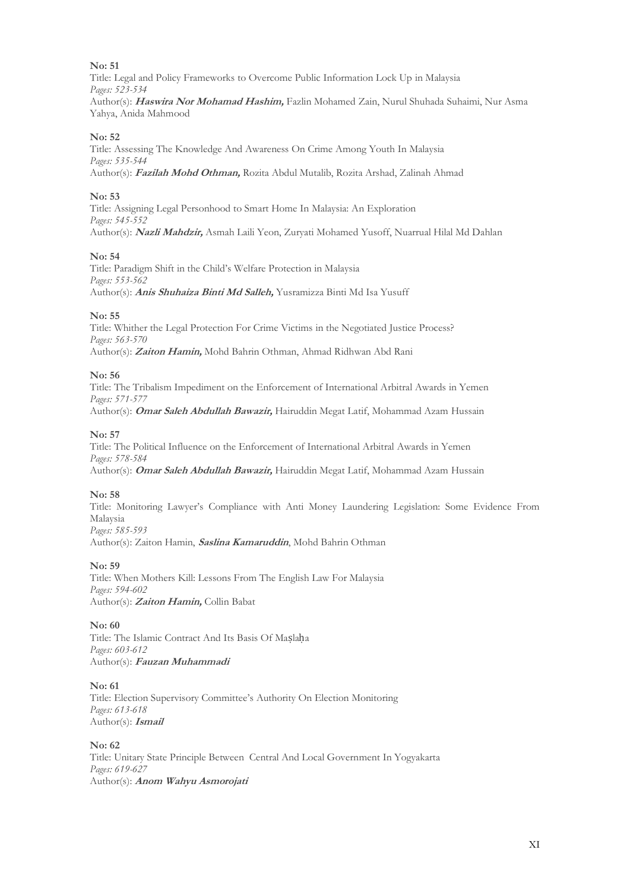**No: 51**
Title: Legal and Policy Frameworks to Overcome Public Information Lock Up in Malaysia
*Pages: 523-534*
Author(s): ***Haswira Nor Mohamad Hashim,*** Fazlin Mohamed Zain, Nurul Shuhada Suhaimi, Nur Asma Yahya, Anida Mahmood

**No: 52**
Title: Assessing The Knowledge And Awareness On Crime Among Youth In Malaysia
*Pages: 535-544*
Author(s): ***Fazilah Mohd Othman,*** Rozita Abdul Mutalib, Rozita Arshad, Zalinah Ahmad

**No: 53**
Title: Assigning Legal Personhood to Smart Home In Malaysia: An Exploration
*Pages: 545-552*
Author(s): ***Nazli Mahdzir,*** Asmah Laili Yeon, Zuryati Mohamed Yusoff, Nuarrual Hilal Md Dahlan

**No: 54**
Title: Paradigm Shift in the Child's Welfare Protection in Malaysia
*Pages: 553-562*
Author(s): ***Anis Shuhaiza Binti Md Salleh,*** Yusramizza Binti Md Isa Yusuff

**No: 55**
Title: Whither the Legal Protection For Crime Victims in the Negotiated Justice Process?
*Pages: 563-570*
Author(s): ***Zaiton Hamin,*** Mohd Bahrin Othman, Ahmad Ridhwan Abd Rani

**No: 56**
Title: The Tribalism Impediment on the Enforcement of International Arbitral Awards in Yemen
*Pages: 571-577*
Author(s): ***Omar Saleh Abdullah Bawazir,*** Hairuddin Megat Latif, Mohammad Azam Hussain

**No: 57**
Title: The Political Influence on the Enforcement of International Arbitral Awards in Yemen
*Pages: 578-584*
Author(s): ***Omar Saleh Abdullah Bawazir,*** Hairuddin Megat Latif, Mohammad Azam Hussain

**No: 58**
Title: Monitoring Lawyer's Compliance with Anti Money Laundering Legislation: Some Evidence From Malaysia
*Pages: 585-593*
Author(s): Zaiton Hamin, ***Saslina Kamaruddin***, Mohd Bahrin Othman

**No: 59**
Title: When Mothers Kill: Lessons From The English Law For Malaysia
*Pages: 594-602*
Author(s): ***Zaiton Hamin,*** Collin Babat

**No: 60**
Title: The Islamic Contract And Its Basis Of Maṣlaḥa
*Pages: 603-612*
Author(s): ***Fauzan Muhammadi***

**No: 61**
Title: Election Supervisory Committee's Authority On Election Monitoring
*Pages: 613-618*
Author(s): ***Ismail***

**No: 62**
Title: Unitary State Principle Between Central And Local Government In Yogyakarta
*Pages: 619-627*
Author(s): ***Anom Wahyu Asmorojati***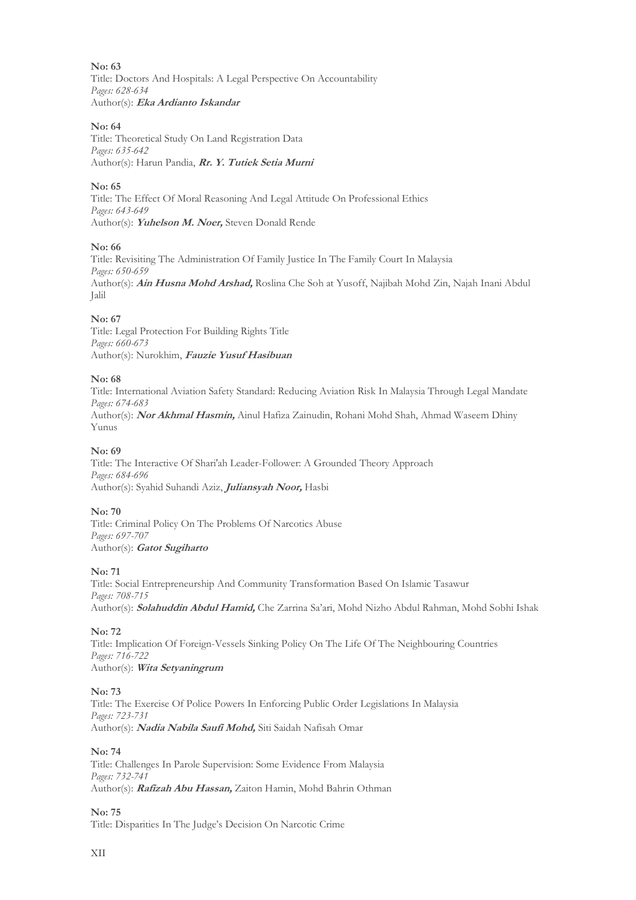**No: 63**
Title: Doctors And Hospitals: A Legal Perspective On Accountability
*Pages: 628-634*
Author(s): ***Eka Ardianto Iskandar***

**No: 64**
Title: Theoretical Study On Land Registration Data
*Pages: 635-642*
Author(s): Harun Pandia, ***Rr. Y. Tutiek Setia Murni***

**No: 65**
Title: The Effect Of Moral Reasoning And Legal Attitude On Professional Ethics
*Pages: 643-649*
Author(s): ***Yuhelson M. Noer,*** Steven Donald Rende

**No: 66**
Title: Revisiting The Administration Of Family Justice In The Family Court In Malaysia
*Pages: 650-659*
Author(s): ***Ain Husna Mohd Arshad,*** Roslina Che Soh at Yusoff, Najibah Mohd Zin, Najah Inani Abdul Jalil

**No: 67**
Title: Legal Protection For Building Rights Title
*Pages: 660-673*
Author(s): Nurokhim, ***Fauzie Yusuf Hasibuan***

**No: 68**
Title: International Aviation Safety Standard: Reducing Aviation Risk In Malaysia Through Legal Mandate
*Pages: 674-683*
Author(s): ***Nor Akhmal Hasmin,*** Ainul Hafiza Zainudin, Rohani Mohd Shah, Ahmad Waseem Dhiny Yunus

**No: 69**
Title: The Interactive Of Shari'ah Leader-Follower: A Grounded Theory Approach
*Pages: 684-696*
Author(s): Syahid Suhandi Aziz, ***Juliansyah Noor,*** Hasbi

**No: 70**
Title: Criminal Policy On The Problems Of Narcotics Abuse
*Pages: 697-707*
Author(s): ***Gatot Sugiharto***

**No: 71**
Title: Social Entrepreneurship And Community Transformation Based On Islamic Tasawur
*Pages: 708-715*
Author(s): ***Solahuddin Abdul Hamid,*** Che Zarrina Sa'ari, Mohd Nizho Abdul Rahman, Mohd Sobhi Ishak

**No: 72**
Title: Implication Of Foreign-Vessels Sinking Policy On The Life Of The Neighbouring Countries
*Pages: 716-722*
Author(s): ***Wita Setyaningrum***

**No: 73**
Title: The Exercise Of Police Powers In Enforcing Public Order Legislations In Malaysia
*Pages: 723-731*
Author(s): ***Nadia Nabila Saufi Mohd,*** Siti Saidah Nafisah Omar

**No: 74**
Title: Challenges In Parole Supervision: Some Evidence From Malaysia
*Pages: 732-741*
Author(s): ***Rafizah Abu Hassan,*** Zaiton Hamin, Mohd Bahrin Othman

**No: 75**
Title: Disparities In The Judge's Decision On Narcotic Crime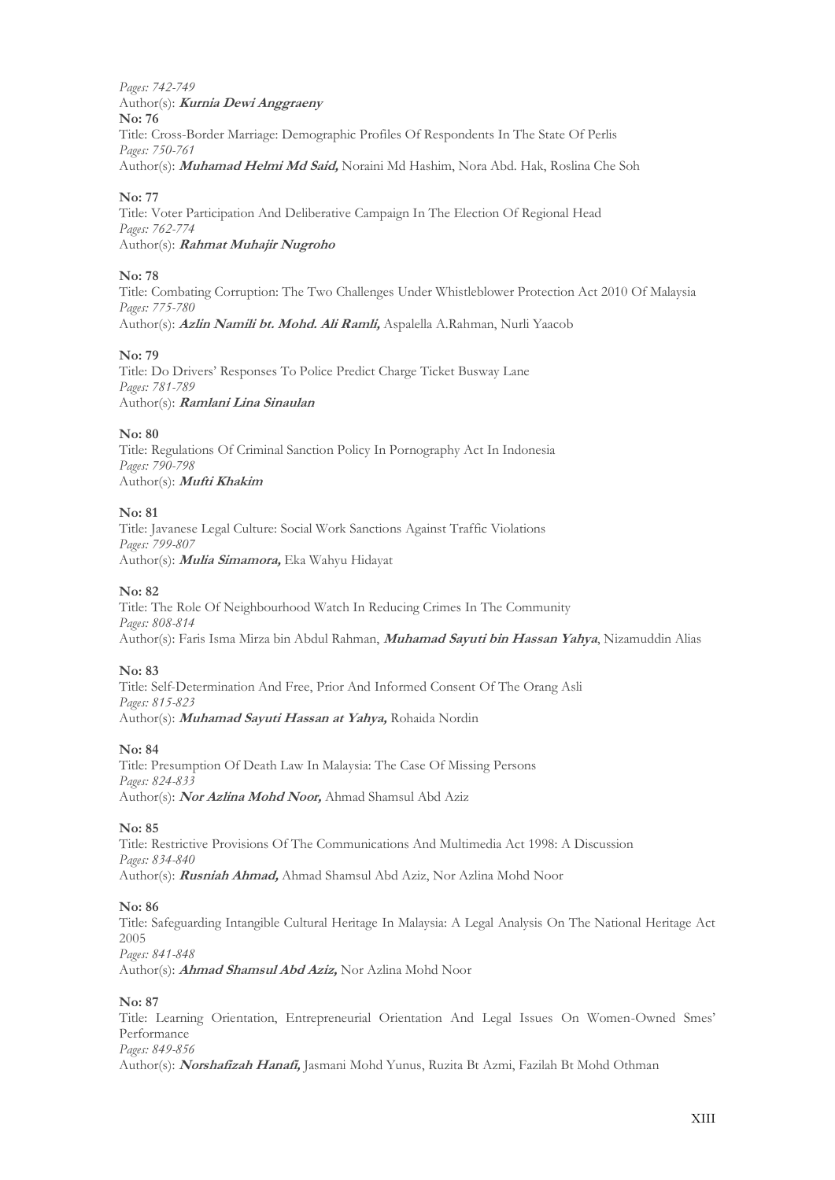*Pages: 742-749*
Author(s): ***Kurnia Dewi Anggraeny***
**No: 76**
Title: Cross-Border Marriage: Demographic Profiles Of Respondents In The State Of Perlis
*Pages: 750-761*
Author(s): ***Muhamad Helmi Md Said,*** Noraini Md Hashim, Nora Abd. Hak, Roslina Che Soh

**No: 77**
Title: Voter Participation And Deliberative Campaign In The Election Of Regional Head
*Pages: 762-774*
Author(s): ***Rahmat Muhajir Nugroho***

**No: 78**
Title: Combating Corruption: The Two Challenges Under Whistleblower Protection Act 2010 Of Malaysia
*Pages: 775-780*
Author(s): ***Azlin Namili bt. Mohd. Ali Ramli,*** Aspalella A.Rahman, Nurli Yaacob

**No: 79**
Title: Do Drivers' Responses To Police Predict Charge Ticket Busway Lane
*Pages: 781-789*
Author(s): ***Ramlani Lina Sinaulan***

**No: 80**
Title: Regulations Of Criminal Sanction Policy In Pornography Act In Indonesia
*Pages: 790-798*
Author(s): ***Mufti Khakim***

**No: 81**
Title: Javanese Legal Culture: Social Work Sanctions Against Traffic Violations
*Pages: 799-807*
Author(s): ***Mulia Simamora,*** Eka Wahyu Hidayat

**No: 82**
Title: The Role Of Neighbourhood Watch In Reducing Crimes In The Community
*Pages: 808-814*
Author(s): Faris Isma Mirza bin Abdul Rahman, ***Muhamad Sayuti bin Hassan Yahya***, Nizamuddin Alias

**No: 83**
Title: Self-Determination And Free, Prior And Informed Consent Of The Orang Asli
*Pages: 815-823*
Author(s): ***Muhamad Sayuti Hassan at Yahya,*** Rohaida Nordin

**No: 84**
Title: Presumption Of Death Law In Malaysia: The Case Of Missing Persons
*Pages: 824-833*
Author(s): ***Nor Azlina Mohd Noor,*** Ahmad Shamsul Abd Aziz

**No: 85**
Title: Restrictive Provisions Of The Communications And Multimedia Act 1998: A Discussion
*Pages: 834-840*
Author(s): ***Rusniah Ahmad,*** Ahmad Shamsul Abd Aziz, Nor Azlina Mohd Noor

**No: 86**
Title: Safeguarding Intangible Cultural Heritage In Malaysia: A Legal Analysis On The National Heritage Act 2005
*Pages: 841-848*
Author(s): ***Ahmad Shamsul Abd Aziz,*** Nor Azlina Mohd Noor

**No: 87**
Title: Learning Orientation, Entrepreneurial Orientation And Legal Issues On Women-Owned Smes' Performance
*Pages: 849-856*
Author(s): ***Norshafizah Hanafi,*** Jasmani Mohd Yunus, Ruzita Bt Azmi, Fazilah Bt Mohd Othman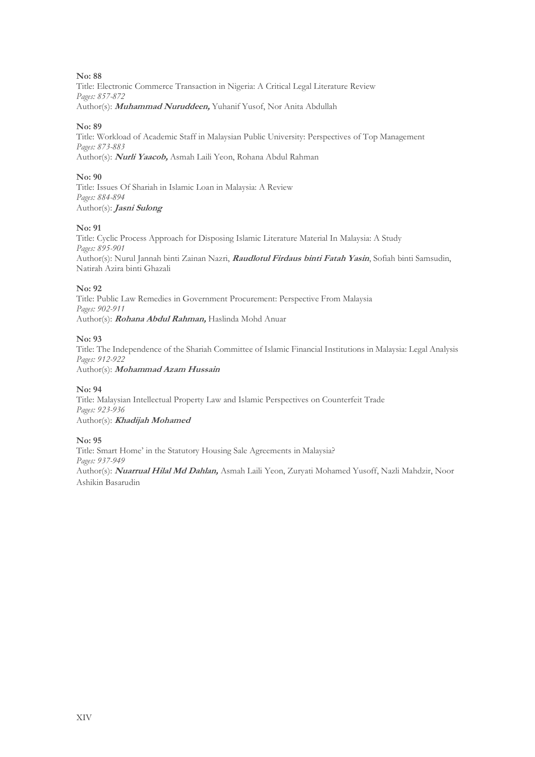**No: 88**

Title: Electronic Commerce Transaction in Nigeria: A Critical Legal Literature Review
*Pages: 857-872*
Author(s): ***Muhammad Nuruddeen,*** Yuhanif Yusof, Nor Anita Abdullah

**No: 89**

Title: Workload of Academic Staff in Malaysian Public University: Perspectives of Top Management
*Pages: 873-883*
Author(s): ***Nurli Yaacob,*** Asmah Laili Yeon, Rohana Abdul Rahman

**No: 90**

Title: Issues Of Shariah in Islamic Loan in Malaysia: A Review
*Pages: 884-894*
Author(s): ***Jasni Sulong***

**No: 91**

Title: Cyclic Process Approach for Disposing Islamic Literature Material In Malaysia: A Study
*Pages: 895-901*
Author(s): Nurul Jannah binti Zainan Nazri, ***Raudlotul Firdaus binti Fatah Yasin***, Sofiah binti Samsudin, Natirah Azira binti Ghazali

**No: 92**

Title: Public Law Remedies in Government Procurement: Perspective From Malaysia
*Pages: 902-911*
Author(s): ***Rohana Abdul Rahman,*** Haslinda Mohd Anuar

**No: 93**

Title: The Independence of the Shariah Committee of Islamic Financial Institutions in Malaysia: Legal Analysis
*Pages: 912-922*
Author(s): ***Mohammad Azam Hussain***

**No: 94**

Title: Malaysian Intellectual Property Law and Islamic Perspectives on Counterfeit Trade
*Pages: 923-936*
Author(s): ***Khadijah Mohamed***

**No: 95**

Title: Smart Home' in the Statutory Housing Sale Agreements in Malaysia?
*Pages: 937-949*
Author(s): ***Nuarrual Hilal Md Dahlan,*** Asmah Laili Yeon, Zuryati Mohamed Yusoff, Nazli Mahdzir, Noor Ashikin Basarudin